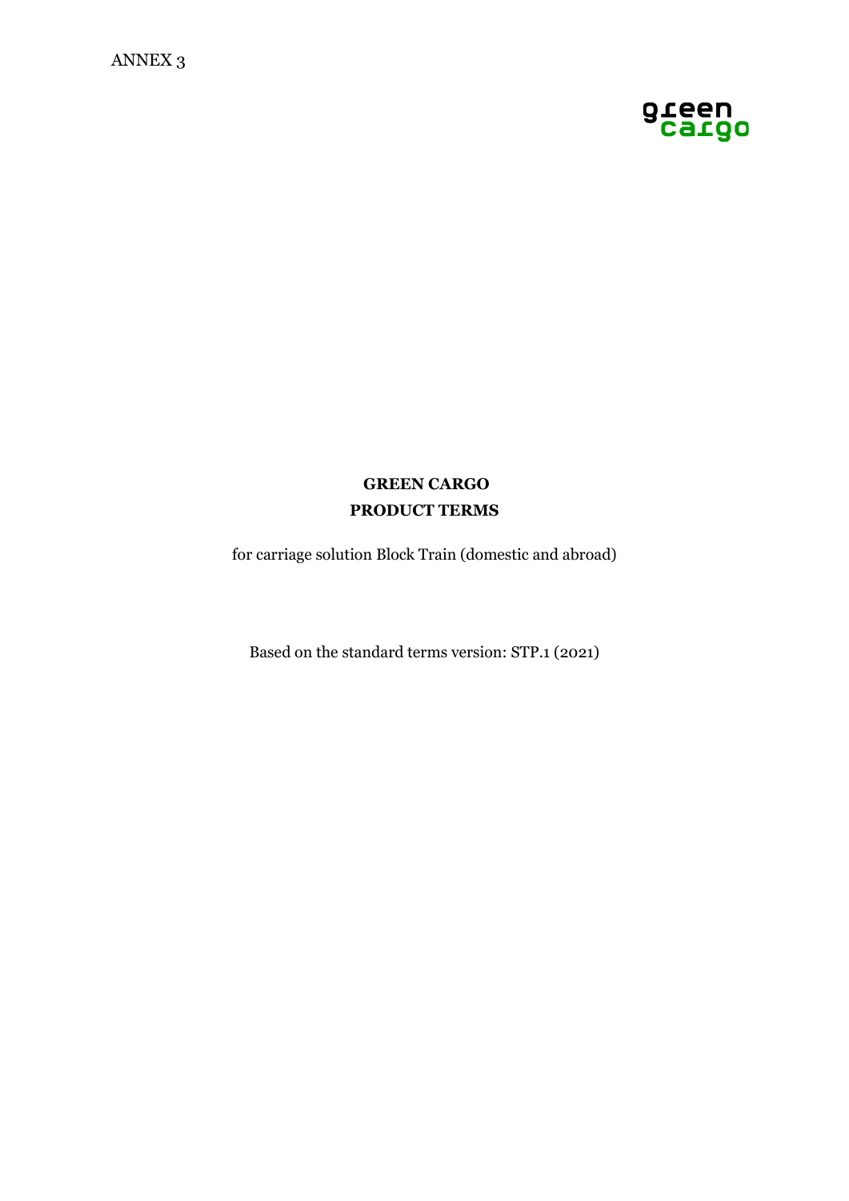ANNEX 3

green cargo

# GREEN CARGO
# PRODUCT TERMS

for carriage solution Block Train (domestic and abroad)

Based on the standard terms version: STP.1 (2021)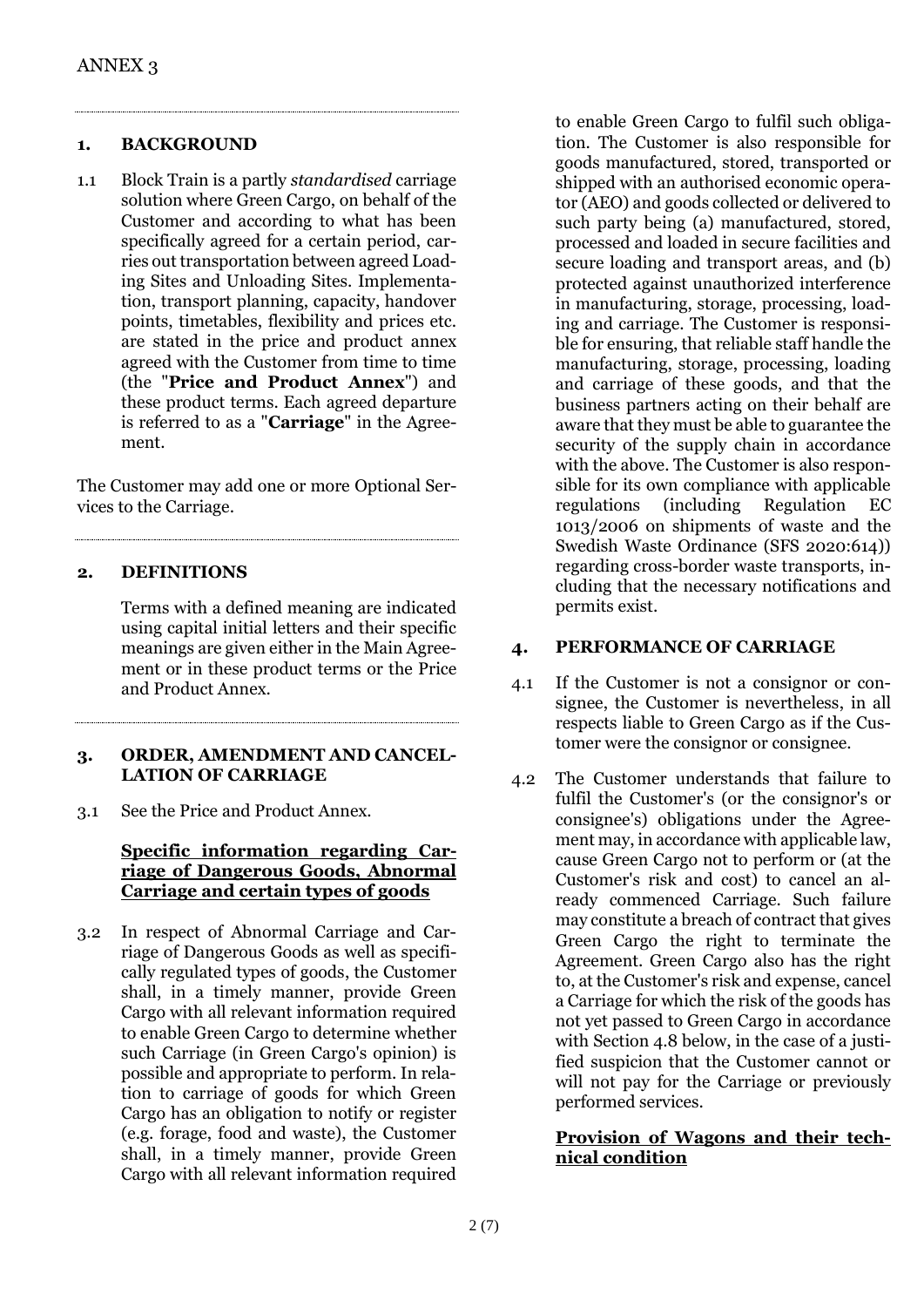ANNEX 3

## 1. BACKGROUND

1.1 Block Train is a partly *standardised* carriage solution where Green Cargo, on behalf of the Customer and according to what has been specifically agreed for a certain period, carries out transportation between agreed Loading Sites and Unloading Sites. Implementation, transport planning, capacity, handover points, timetables, flexibility and prices etc. are stated in the price and product annex agreed with the Customer from time to time (the "**Price and Product Annex**") and these product terms. Each agreed departure is referred to as a "**Carriage**" in the Agreement.

The Customer may add one or more Optional Services to the Carriage.

## 2. DEFINITIONS

Terms with a defined meaning are indicated using capital initial letters and their specific meanings are given either in the Main Agreement or in these product terms or the Price and Product Annex.

## 3. ORDER, AMENDMENT AND CANCELLATION OF CARRIAGE

3.1 See the Price and Product Annex.

**Specific information regarding Carriage of Dangerous Goods, Abnormal Carriage and certain types of goods**

3.2 In respect of Abnormal Carriage and Carriage of Dangerous Goods as well as specifically regulated types of goods, the Customer shall, in a timely manner, provide Green Cargo with all relevant information required to enable Green Cargo to determine whether such Carriage (in Green Cargo's opinion) is possible and appropriate to perform. In relation to carriage of goods for which Green Cargo has an obligation to notify or register (e.g. forage, food and waste), the Customer shall, in a timely manner, provide Green Cargo with all relevant information required to enable Green Cargo to fulfil such obligation. The Customer is also responsible for goods manufactured, stored, transported or shipped with an authorised economic operator (AEO) and goods collected or delivered to such party being (a) manufactured, stored, processed and loaded in secure facilities and secure loading and transport areas, and (b) protected against unauthorized interference in manufacturing, storage, processing, loading and carriage. The Customer is responsible for ensuring, that reliable staff handle the manufacturing, storage, processing, loading and carriage of these goods, and that the business partners acting on their behalf are aware that they must be able to guarantee the security of the supply chain in accordance with the above. The Customer is also responsible for its own compliance with applicable regulations (including Regulation EC 1013/2006 on shipments of waste and the Swedish Waste Ordinance (SFS 2020:614)) regarding cross-border waste transports, including that the necessary notifications and permits exist.

## 4. PERFORMANCE OF CARRIAGE

4.1 If the Customer is not a consignor or consignee, the Customer is nevertheless, in all respects liable to Green Cargo as if the Customer were the consignor or consignee.

4.2 The Customer understands that failure to fulfil the Customer's (or the consignor's or consignee's) obligations under the Agreement may, in accordance with applicable law, cause Green Cargo not to perform or (at the Customer's risk and cost) to cancel an already commenced Carriage. Such failure may constitute a breach of contract that gives Green Cargo the right to terminate the Agreement. Green Cargo also has the right to, at the Customer's risk and expense, cancel a Carriage for which the risk of the goods has not yet passed to Green Cargo in accordance with Section 4.8 below, in the case of a justified suspicion that the Customer cannot or will not pay for the Carriage or previously performed services.

**Provision of Wagons and their technical condition**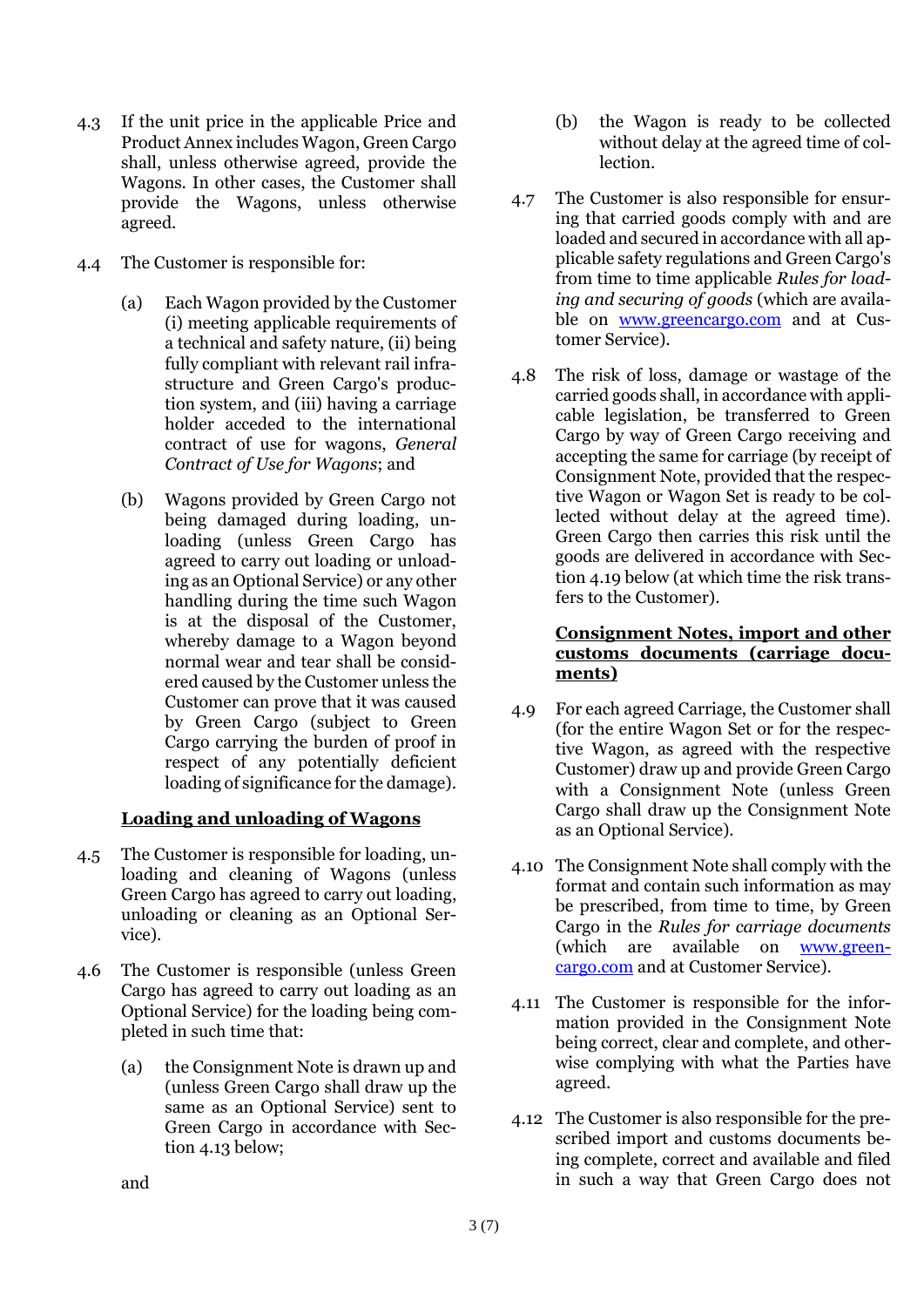4.3 If the unit price in the applicable Price and Product Annex includes Wagon, Green Cargo shall, unless otherwise agreed, provide the Wagons. In other cases, the Customer shall provide the Wagons, unless otherwise agreed.

4.4 The Customer is responsible for:

(a) Each Wagon provided by the Customer (i) meeting applicable requirements of a technical and safety nature, (ii) being fully compliant with relevant rail infrastructure and Green Cargo's production system, and (iii) having a carriage holder acceded to the international contract of use for wagons, *General Contract of Use for Wagons*; and

(b) Wagons provided by Green Cargo not being damaged during loading, unloading (unless Green Cargo has agreed to carry out loading or unloading as an Optional Service) or any other handling during the time such Wagon is at the disposal of the Customer, whereby damage to a Wagon beyond normal wear and tear shall be considered caused by the Customer unless the Customer can prove that it was caused by Green Cargo (subject to Green Cargo carrying the burden of proof in respect of any potentially deficient loading of significance for the damage).

**<u>Loading and unloading of Wagons</u>**

4.5 The Customer is responsible for loading, unloading and cleaning of Wagons (unless Green Cargo has agreed to carry out loading, unloading or cleaning as an Optional Service).

4.6 The Customer is responsible (unless Green Cargo has agreed to carry out loading as an Optional Service) for the loading being completed in such time that:

(a) the Consignment Note is drawn up and (unless Green Cargo shall draw up the same as an Optional Service) sent to Green Cargo in accordance with Section 4.13 below;

and

(b) the Wagon is ready to be collected without delay at the agreed time of collection.

4.7 The Customer is also responsible for ensuring that carried goods comply with and are loaded and secured in accordance with all applicable safety regulations and Green Cargo's from time to time applicable *Rules for loading and securing of goods* (which are available on www.greencargo.com and at Customer Service).

4.8 The risk of loss, damage or wastage of the carried goods shall, in accordance with applicable legislation, be transferred to Green Cargo by way of Green Cargo receiving and accepting the same for carriage (by receipt of Consignment Note, provided that the respective Wagon or Wagon Set is ready to be collected without delay at the agreed time). Green Cargo then carries this risk until the goods are delivered in accordance with Section 4.19 below (at which time the risk transfers to the Customer).

**<u>Consignment Notes, import and other customs documents (carriage documents)</u>**

4.9 For each agreed Carriage, the Customer shall (for the entire Wagon Set or for the respective Wagon, as agreed with the respective Customer) draw up and provide Green Cargo with a Consignment Note (unless Green Cargo shall draw up the Consignment Note as an Optional Service).

4.10 The Consignment Note shall comply with the format and contain such information as may be prescribed, from time to time, by Green Cargo in the *Rules for carriage documents* (which are available on www.greencargo.com and at Customer Service).

4.11 The Customer is responsible for the information provided in the Consignment Note being correct, clear and complete, and otherwise complying with what the Parties have agreed.

4.12 The Customer is also responsible for the prescribed import and customs documents being complete, correct and available and filed in such a way that Green Cargo does not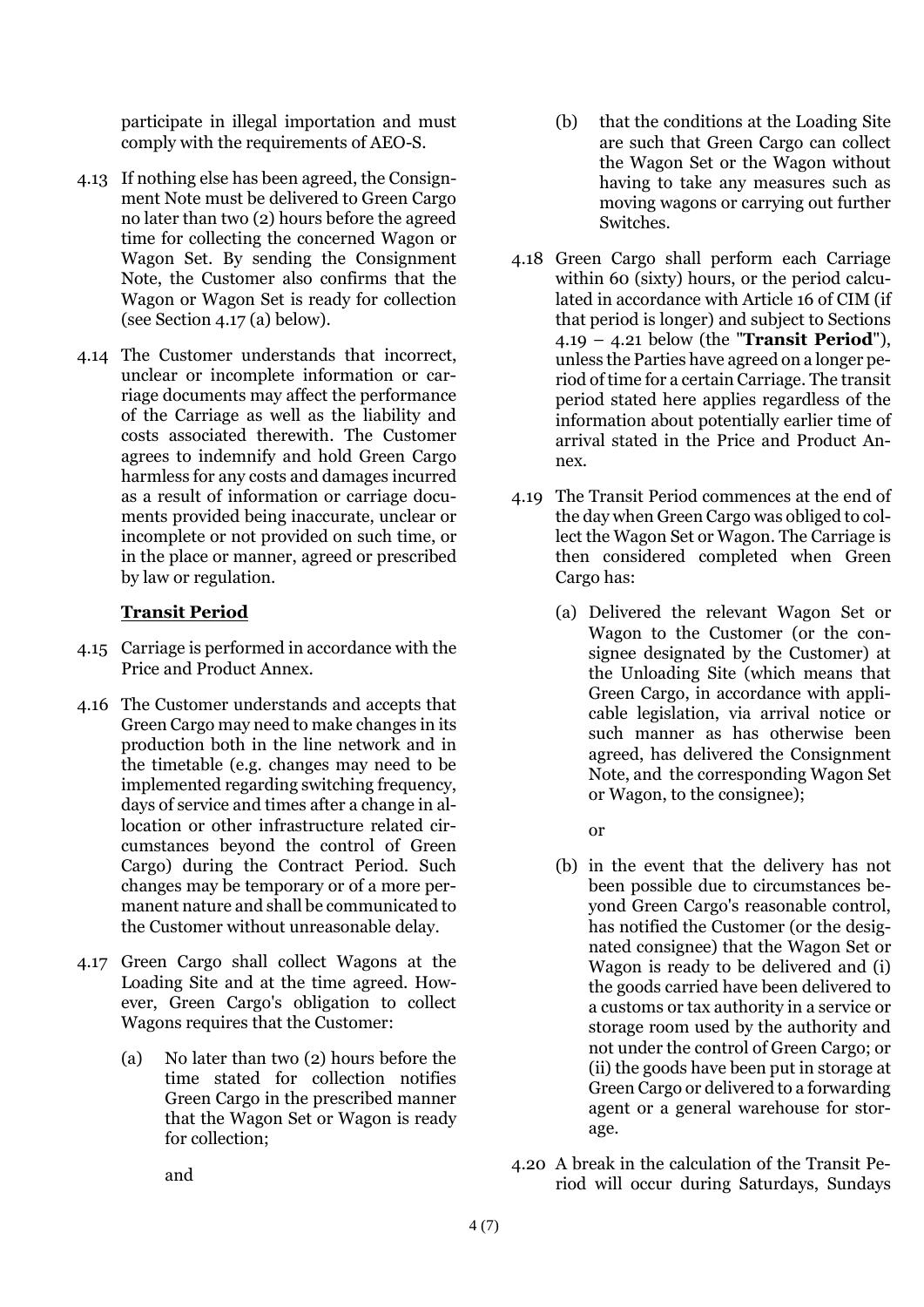participate in illegal importation and must comply with the requirements of AEO-S.

4.13 If nothing else has been agreed, the Consignment Note must be delivered to Green Cargo no later than two (2) hours before the agreed time for collecting the concerned Wagon or Wagon Set. By sending the Consignment Note, the Customer also confirms that the Wagon or Wagon Set is ready for collection (see Section 4.17 (a) below).

4.14 The Customer understands that incorrect, unclear or incomplete information or carriage documents may affect the performance of the Carriage as well as the liability and costs associated therewith. The Customer agrees to indemnify and hold Green Cargo harmless for any costs and damages incurred as a result of information or carriage documents provided being inaccurate, unclear or incomplete or not provided on such time, or in the place or manner, agreed or prescribed by law or regulation.

**Transit Period**

4.15 Carriage is performed in accordance with the Price and Product Annex.

4.16 The Customer understands and accepts that Green Cargo may need to make changes in its production both in the line network and in the timetable (e.g. changes may need to be implemented regarding switching frequency, days of service and times after a change in allocation or other infrastructure related circumstances beyond the control of Green Cargo) during the Contract Period. Such changes may be temporary or of a more permanent nature and shall be communicated to the Customer without unreasonable delay.

4.17 Green Cargo shall collect Wagons at the Loading Site and at the time agreed. However, Green Cargo's obligation to collect Wagons requires that the Customer:

(a) No later than two (2) hours before the time stated for collection notifies Green Cargo in the prescribed manner that the Wagon Set or Wagon is ready for collection;

and

(b) that the conditions at the Loading Site are such that Green Cargo can collect the Wagon Set or the Wagon without having to take any measures such as moving wagons or carrying out further Switches.

4.18 Green Cargo shall perform each Carriage within 60 (sixty) hours, or the period calculated in accordance with Article 16 of CIM (if that period is longer) and subject to Sections 4.19 – 4.21 below (the "**Transit Period**"), unless the Parties have agreed on a longer period of time for a certain Carriage. The transit period stated here applies regardless of the information about potentially earlier time of arrival stated in the Price and Product Annex.

4.19 The Transit Period commences at the end of the day when Green Cargo was obliged to collect the Wagon Set or Wagon. The Carriage is then considered completed when Green Cargo has:

(a) Delivered the relevant Wagon Set or Wagon to the Customer (or the consignee designated by the Customer) at the Unloading Site (which means that Green Cargo, in accordance with applicable legislation, via arrival notice or such manner as has otherwise been agreed, has delivered the Consignment Note, and the corresponding Wagon Set or Wagon, to the consignee);

or

(b) in the event that the delivery has not been possible due to circumstances beyond Green Cargo's reasonable control, has notified the Customer (or the designated consignee) that the Wagon Set or Wagon is ready to be delivered and (i) the goods carried have been delivered to a customs or tax authority in a service or storage room used by the authority and not under the control of Green Cargo; or (ii) the goods have been put in storage at Green Cargo or delivered to a forwarding agent or a general warehouse for storage.

4.20 A break in the calculation of the Transit Period will occur during Saturdays, Sundays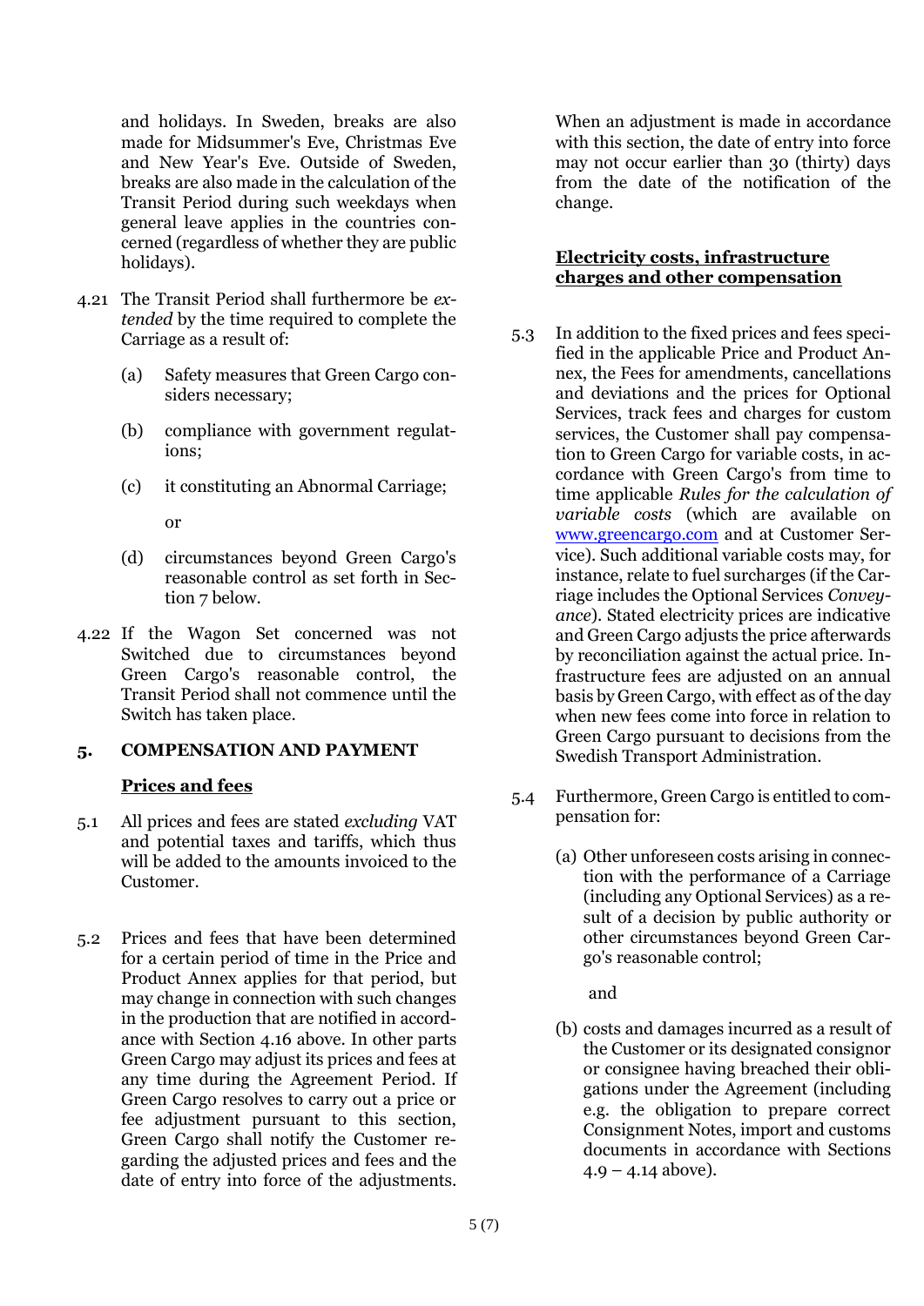and holidays. In Sweden, breaks are also made for Midsummer's Eve, Christmas Eve and New Year's Eve. Outside of Sweden, breaks are also made in the calculation of the Transit Period during such weekdays when general leave applies in the countries concerned (regardless of whether they are public holidays).

4.21 The Transit Period shall furthermore be *extended* by the time required to complete the Carriage as a result of:

(a) Safety measures that Green Cargo considers necessary;

(b) compliance with government regulations;

(c) it constituting an Abnormal Carriage;

or

(d) circumstances beyond Green Cargo's reasonable control as set forth in Section 7 below.

4.22 If the Wagon Set concerned was not Switched due to circumstances beyond Green Cargo's reasonable control, the Transit Period shall not commence until the Switch has taken place.

## 5. COMPENSATION AND PAYMENT

**Prices and fees**

5.1 All prices and fees are stated *excluding* VAT and potential taxes and tariffs, which thus will be added to the amounts invoiced to the Customer.

5.2 Prices and fees that have been determined for a certain period of time in the Price and Product Annex applies for that period, but may change in connection with such changes in the production that are notified in accordance with Section 4.16 above. In other parts Green Cargo may adjust its prices and fees at any time during the Agreement Period. If Green Cargo resolves to carry out a price or fee adjustment pursuant to this section, Green Cargo shall notify the Customer regarding the adjusted prices and fees and the date of entry into force of the adjustments. When an adjustment is made in accordance with this section, the date of entry into force may not occur earlier than 30 (thirty) days from the date of the notification of the change.

**Electricity costs, infrastructure charges and other compensation**

5.3 In addition to the fixed prices and fees specified in the applicable Price and Product Annex, the Fees for amendments, cancellations and deviations and the prices for Optional Services, track fees and charges for custom services, the Customer shall pay compensation to Green Cargo for variable costs, in accordance with Green Cargo's from time to time applicable *Rules for the calculation of variable costs* (which are available on www.greencargo.com and at Customer Service). Such additional variable costs may, for instance, relate to fuel surcharges (if the Carriage includes the Optional Services *Conveyance*). Stated electricity prices are indicative and Green Cargo adjusts the price afterwards by reconciliation against the actual price. Infrastructure fees are adjusted on an annual basis by Green Cargo, with effect as of the day when new fees come into force in relation to Green Cargo pursuant to decisions from the Swedish Transport Administration.

5.4 Furthermore, Green Cargo is entitled to compensation for:

(a) Other unforeseen costs arising in connection with the performance of a Carriage (including any Optional Services) as a result of a decision by public authority or other circumstances beyond Green Cargo's reasonable control;

and

(b) costs and damages incurred as a result of the Customer or its designated consignor or consignee having breached their obligations under the Agreement (including e.g. the obligation to prepare correct Consignment Notes, import and customs documents in accordance with Sections 4.9 – 4.14 above).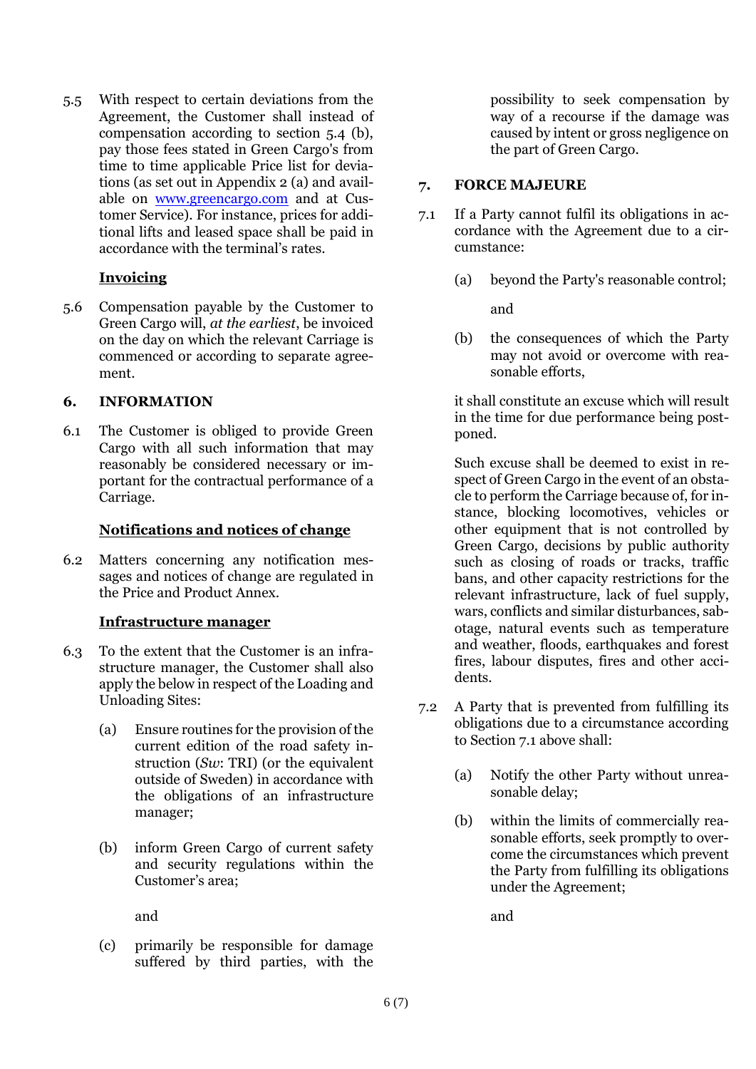5.5 With respect to certain deviations from the Agreement, the Customer shall instead of compensation according to section 5.4 (b), pay those fees stated in Green Cargo's from time to time applicable Price list for deviations (as set out in Appendix 2 (a) and available on www.greencargo.com and at Customer Service). For instance, prices for additional lifts and leased space shall be paid in accordance with the terminal's rates.

**Invoicing**

5.6 Compensation payable by the Customer to Green Cargo will, *at the earliest*, be invoiced on the day on which the relevant Carriage is commenced or according to separate agreement.

## 6. INFORMATION

6.1 The Customer is obliged to provide Green Cargo with all such information that may reasonably be considered necessary or important for the contractual performance of a Carriage.

**Notifications and notices of change**

6.2 Matters concerning any notification messages and notices of change are regulated in the Price and Product Annex.

**Infrastructure manager**

6.3 To the extent that the Customer is an infrastructure manager, the Customer shall also apply the below in respect of the Loading and Unloading Sites:

(a) Ensure routines for the provision of the current edition of the road safety instruction (*Sw*: TRI) (or the equivalent outside of Sweden) in accordance with the obligations of an infrastructure manager;

(b) inform Green Cargo of current safety and security regulations within the Customer's area;

and

(c) primarily be responsible for damage suffered by third parties, with the possibility to seek compensation by way of a recourse if the damage was caused by intent or gross negligence on the part of Green Cargo.

## 7. FORCE MAJEURE

7.1 If a Party cannot fulfil its obligations in accordance with the Agreement due to a circumstance:

(a) beyond the Party's reasonable control;

and

(b) the consequences of which the Party may not avoid or overcome with reasonable efforts,

it shall constitute an excuse which will result in the time for due performance being postponed.

Such excuse shall be deemed to exist in respect of Green Cargo in the event of an obstacle to perform the Carriage because of, for instance, blocking locomotives, vehicles or other equipment that is not controlled by Green Cargo, decisions by public authority such as closing of roads or tracks, traffic bans, and other capacity restrictions for the relevant infrastructure, lack of fuel supply, wars, conflicts and similar disturbances, sabotage, natural events such as temperature and weather, floods, earthquakes and forest fires, labour disputes, fires and other accidents.

7.2 A Party that is prevented from fulfilling its obligations due to a circumstance according to Section 7.1 above shall:

(a) Notify the other Party without unreasonable delay;

(b) within the limits of commercially reasonable efforts, seek promptly to overcome the circumstances which prevent the Party from fulfilling its obligations under the Agreement;

and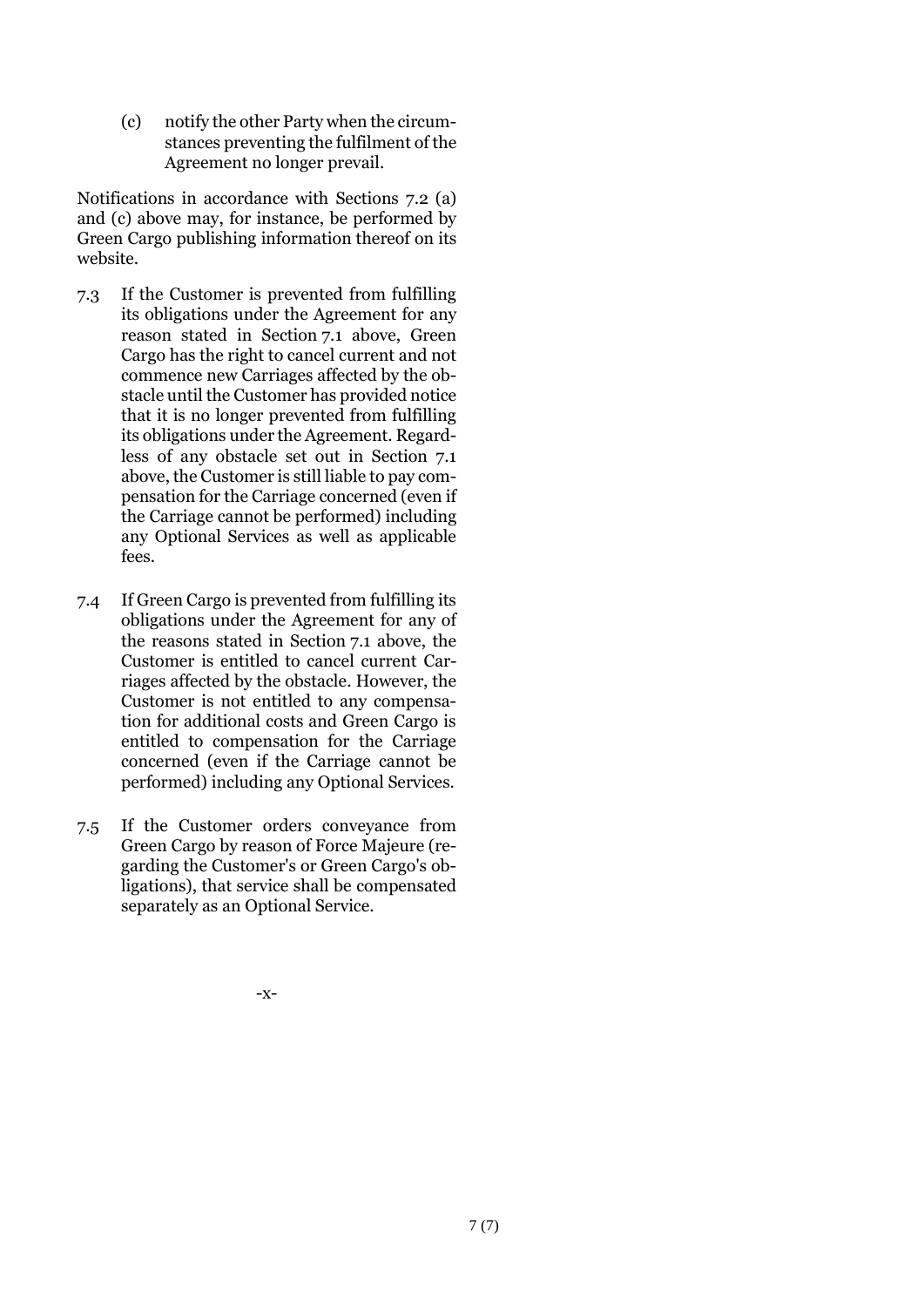(c) notify the other Party when the circumstances preventing the fulfilment of the Agreement no longer prevail.

Notifications in accordance with Sections 7.2 (a) and (c) above may, for instance, be performed by Green Cargo publishing information thereof on its website.

7.3 If the Customer is prevented from fulfilling its obligations under the Agreement for any reason stated in Section 7.1 above, Green Cargo has the right to cancel current and not commence new Carriages affected by the obstacle until the Customer has provided notice that it is no longer prevented from fulfilling its obligations under the Agreement. Regardless of any obstacle set out in Section 7.1 above, the Customer is still liable to pay compensation for the Carriage concerned (even if the Carriage cannot be performed) including any Optional Services as well as applicable fees.

7.4 If Green Cargo is prevented from fulfilling its obligations under the Agreement for any of the reasons stated in Section 7.1 above, the Customer is entitled to cancel current Carriages affected by the obstacle. However, the Customer is not entitled to any compensation for additional costs and Green Cargo is entitled to compensation for the Carriage concerned (even if the Carriage cannot be performed) including any Optional Services.

7.5 If the Customer orders conveyance from Green Cargo by reason of Force Majeure (regarding the Customer's or Green Cargo's obligations), that service shall be compensated separately as an Optional Service.

-x-